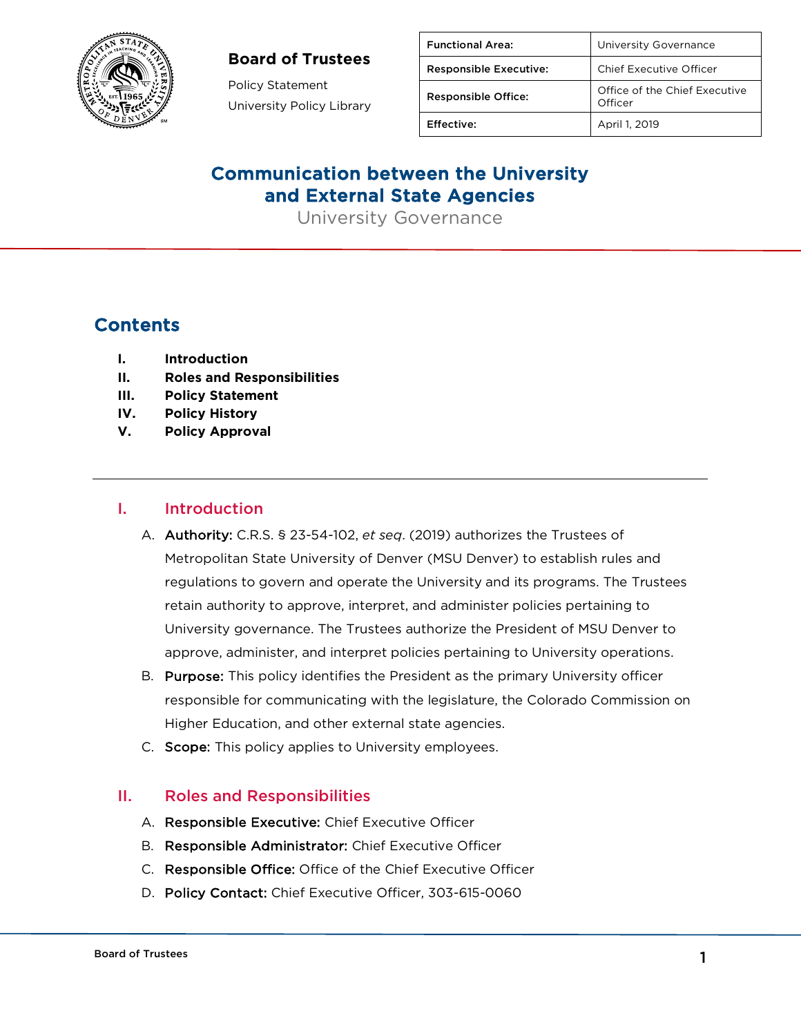**Board of Trustees**

Policy Statement

University Policy Library

| Functional Area: | University Governance |
|---|---|
| Responsible Executive: | Chief Executive Officer |
| Responsible Office: | Office of the Chief Executive Officer |
| Effective: | April 1, 2019 |

# Communication between the University and External State Agencies

University Governance

## Contents

I. **Introduction**
II. **Roles and Responsibilities**
III. **Policy Statement**
IV. **Policy History**
V. **Policy Approval**

---

## I. Introduction

A. **Authority:** C.R.S. § 23-54-102, *et seq*. (2019) authorizes the Trustees of Metropolitan State University of Denver (MSU Denver) to establish rules and regulations to govern and operate the University and its programs. The Trustees retain authority to approve, interpret, and administer policies pertaining to University governance. The Trustees authorize the President of MSU Denver to approve, administer, and interpret policies pertaining to University operations.

B. **Purpose:** This policy identifies the President as the primary University officer responsible for communicating with the legislature, the Colorado Commission on Higher Education, and other external state agencies.

C. **Scope**: This policy applies to University employees.

## II. Roles and Responsibilities

A. **Responsible Executive:** Chief Executive Officer

B. **Responsible Administrator:** Chief Executive Officer

C. **Responsible Office:** Office of the Chief Executive Officer

D. **Policy Contact:** Chief Executive Officer, 303-615-0060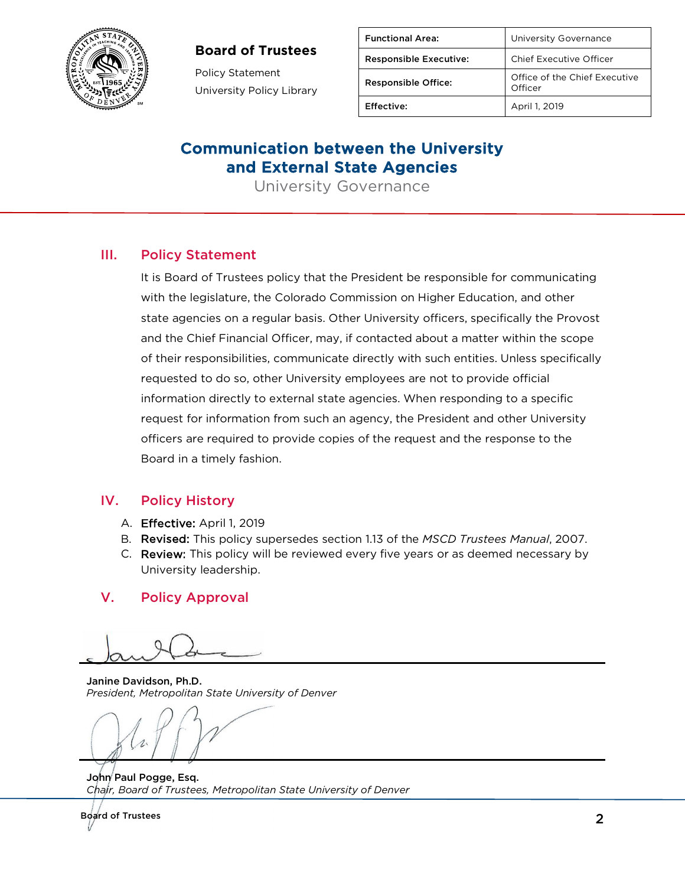**Board of Trustees**

Policy Statement

University Policy Library

| Functional Area: | University Governance |
|---|---|
| Responsible Executive: | Chief Executive Officer |
| Responsible Office: | Office of the Chief Executive Officer |
| Effective: | April 1, 2019 |

# Communication between the University and External State Agencies

University Governance

## III. Policy Statement

It is Board of Trustees policy that the President be responsible for communicating with the legislature, the Colorado Commission on Higher Education, and other state agencies on a regular basis. Other University officers, specifically the Provost and the Chief Financial Officer, may, if contacted about a matter within the scope of their responsibilities, communicate directly with such entities. Unless specifically requested to do so, other University employees are not to provide official information directly to external state agencies. When responding to a specific request for information from such an agency, the President and other University officers are required to provide copies of the request and the response to the Board in a timely fashion.

## IV. Policy History

A. **Effective:** April 1, 2019
B. **Revised:** This policy supersedes section 1.13 of the *MSCD Trustees Manual*, 2007.
C. **Review:** This policy will be reviewed every five years or as deemed necessary by University leadership.

## V. Policy Approval

**Janine Davidson, Ph.D.**
*President, Metropolitan State University of Denver*

**John Paul Pogge, Esq.**
*Chair, Board of Trustees, Metropolitan State University of Denver*